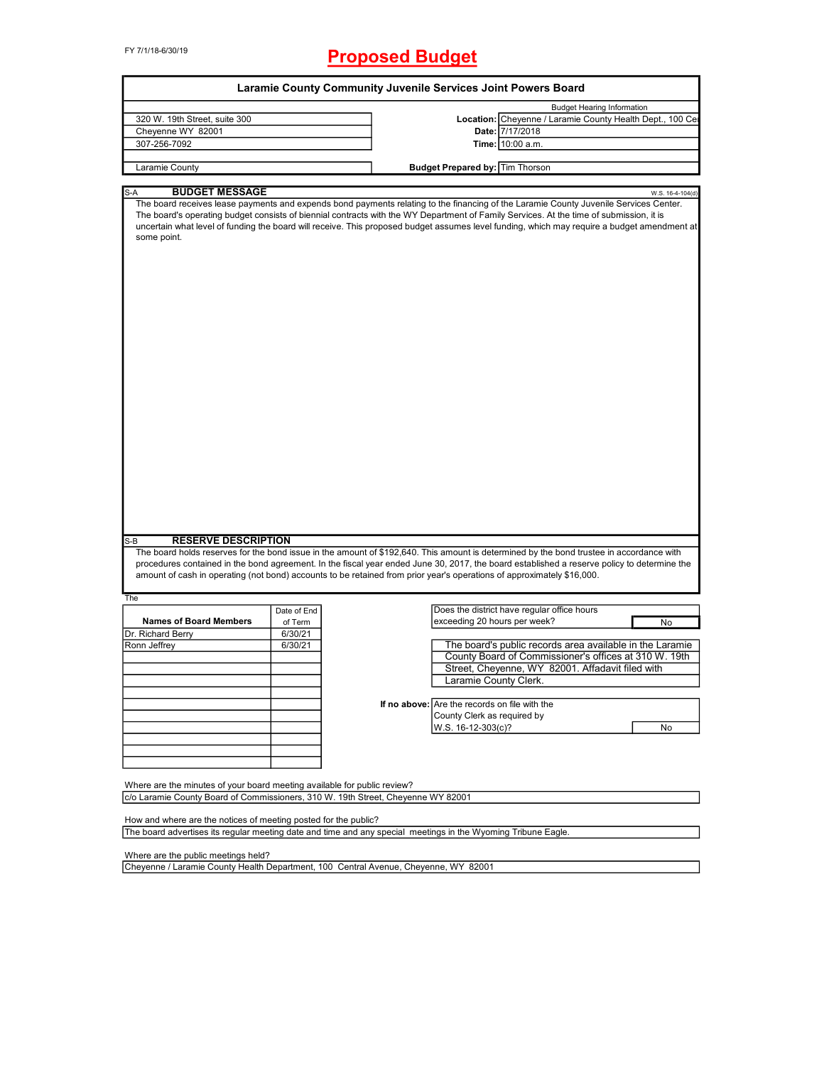FY 7/1/18-6/30/19

# Proposed Budget

## Laramie County Community Juvenile Services Joint Powers Board

| | | |
|---|---|---|
| 320 W. 19th Street, suite 300 | | Budget Hearing Information |
| Cheyenne WY 82001 | **Location:** | Cheyenne / Laramie County Health Dept., 100 Ce |
| 307-256-7092 | **Date:** | 7/17/2018 |
| | **Time:** | 10:00 a.m. |
| Laramie County | **Budget Prepared by:** | Tim Thorson |

S-A **BUDGET MESSAGE** W.S. 16-4-104(d)

The board receives lease payments and expends bond payments relating to the financing of the Laramie County Juvenile Services Center. The board's operating budget consists of biennial contracts with the WY Department of Family Services. At the time of submission, it is uncertain what level of funding the board will receive. This proposed budget assumes level funding, which may require a budget amendment at some point.

S-B **RESERVE DESCRIPTION**

The board holds reserves for the bond issue in the amount of $192,640. This amount is determined by the bond trustee in accordance with procedures contained in the bond agreement. In the fiscal year ended June 30, 2017, the board established a reserve policy to determine the amount of cash in operating (not bond) accounts to be retained from prior year's operations of approximately $16,000.

The

| Names of Board Members | Date of End of Term |
|---|---|
| Dr. Richard Berry | 6/30/21 |
| Ronn Jeffrey | 6/30/21 |

| Does the district have regular office hours exceeding 20 hours per week? | No |
|---|---|

The board's public records area available in the Laramie County Board of Commissioner's offices at 310 W. 19th Street, Cheyenne, WY 82001. Affadavit filed with Laramie County Clerk.

**If no above:** Are the records on file with the County Clerk as required by W.S. 16-12-303(c)? No

Where are the minutes of your board meeting available for public review?

c/o Laramie County Board of Commissioners, 310 W. 19th Street, Cheyenne WY 82001

How and where are the notices of meeting posted for the public?

The board advertises its regular meeting date and time and any special meetings in the Wyoming Tribune Eagle.

Where are the public meetings held?

Cheyenne / Laramie County Health Department, 100 Central Avenue, Cheyenne, WY 82001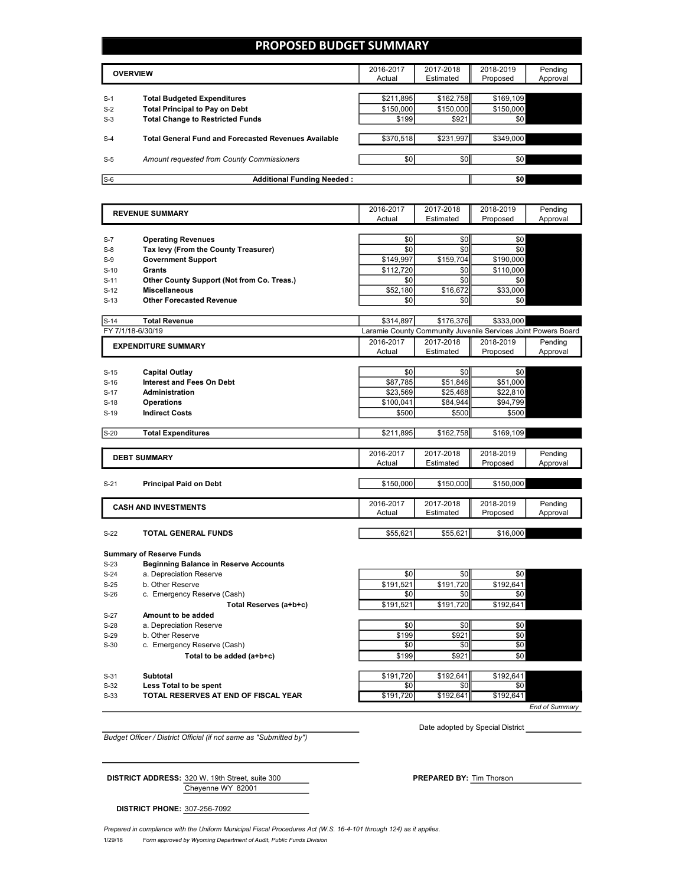# PROPOSED BUDGET SUMMARY

| | OVERVIEW | 2016-2017 Actual | 2017-2018 Estimated | 2018-2019 Proposed | Pending Approval |
|---|---|---|---|---|---|
| S-1 | **Total Budgeted Expenditures** | $211,895 | $162,758 | $169,109 | |
| S-2 | **Total Principal to Pay on Debt** | $150,000 | $150,000 | $150,000 | |
| S-3 | **Total Change to Restricted Funds** | $199 | $921 | $0 | |
| S-4 | **Total General Fund and Forecasted Revenues Available** | $370,518 | $231,997 | $349,000 | |
| S-5 | *Amount requested from County Commissioners* | $0 | $0 | $0 | |
| S-6 | **Additional Funding Needed :** | | | **$0** | |

| | REVENUE SUMMARY | 2016-2017 Actual | 2017-2018 Estimated | 2018-2019 Proposed | Pending Approval |
|---|---|---|---|---|---|
| S-7 | **Operating Revenues** | $0 | $0 | $0 | |
| S-8 | **Tax levy (From the County Treasurer)** | $0 | $0 | $0 | |
| S-9 | **Government Support** | $149,997 | $159,704 | $190,000 | |
| S-10 | **Grants** | $112,720 | $0 | $110,000 | |
| S-11 | **Other County Support (Not from Co. Treas.)** | $0 | $0 | $0 | |
| S-12 | **Miscellaneous** | $52,180 | $16,672 | $33,000 | |
| S-13 | **Other Forecasted Revenue** | $0 | $0 | $0 | |
| S-14 | **Total Revenue** | $314,897 | $176,376 | $333,000 | |

FY 7/1/18-6/30/19 — Laramie County Community Juvenile Services Joint Powers Board

| | EXPENDITURE SUMMARY | 2016-2017 Actual | 2017-2018 Estimated | 2018-2019 Proposed | Pending Approval |
|---|---|---|---|---|---|
| S-15 | **Capital Outlay** | $0 | $0 | $0 | |
| S-16 | **Interest and Fees On Debt** | $87,785 | $51,846 | $51,000 | |
| S-17 | **Administration** | $23,569 | $25,468 | $22,810 | |
| S-18 | **Operations** | $100,041 | $84,944 | $94,799 | |
| S-19 | **Indirect Costs** | $500 | $500 | $500 | |
| S-20 | **Total Expenditures** | $211,895 | $162,758 | $169,109 | |

| | DEBT SUMMARY | 2016-2017 Actual | 2017-2018 Estimated | 2018-2019 Proposed | Pending Approval |
|---|---|---|---|---|---|
| S-21 | **Principal Paid on Debt** | $150,000 | $150,000 | $150,000 | |

| | CASH AND INVESTMENTS | 2016-2017 Actual | 2017-2018 Estimated | 2018-2019 Proposed | Pending Approval |
|---|---|---|---|---|---|
| S-22 | **TOTAL GENERAL FUNDS** | $55,621 | $55,621 | $16,000 | |
| | **Summary of Reserve Funds** | | | | |
| S-23 | **Beginning Balance in Reserve Accounts** | | | | |
| S-24 | a. Depreciation Reserve | $0 | $0 | $0 | |
| S-25 | b. Other Reserve | $191,521 | $191,720 | $192,641 | |
| S-26 | c. Emergency Reserve (Cash) | $0 | $0 | $0 | |
| | **Total Reserves (a+b+c)** | $191,521 | $191,720 | $192,641 | |
| S-27 | **Amount to be added** | | | | |
| S-28 | a. Depreciation Reserve | $0 | $0 | $0 | |
| S-29 | b. Other Reserve | $199 | $921 | $0 | |
| S-30 | c. Emergency Reserve (Cash) | $0 | $0 | $0 | |
| | **Total to be added (a+b+c)** | $199 | $921 | $0 | |
| S-31 | **Subtotal** | $191,720 | $192,641 | $192,641 | |
| S-32 | **Less Total to be spent** | $0 | $0 | $0 | |
| S-33 | **TOTAL RESERVES AT END OF FISCAL YEAR** | $191,720 | $192,641 | $192,641 | |

*End of Summary*

*Budget Officer / District Official (if not same as "Submitted by")*

Date adopted by Special District ____________

**DISTRICT ADDRESS:** 320 W. 19th Street, suite 300
Cheyenne WY 82001

**PREPARED BY:** Tim Thorson

**DISTRICT PHONE:** 307-256-7092

*Prepared in compliance with the Uniform Municipal Fiscal Procedures Act (W.S. 16-4-101 through 124) as it applies.*

1/29/18 *Form approved by Wyoming Department of Audit, Public Funds Division*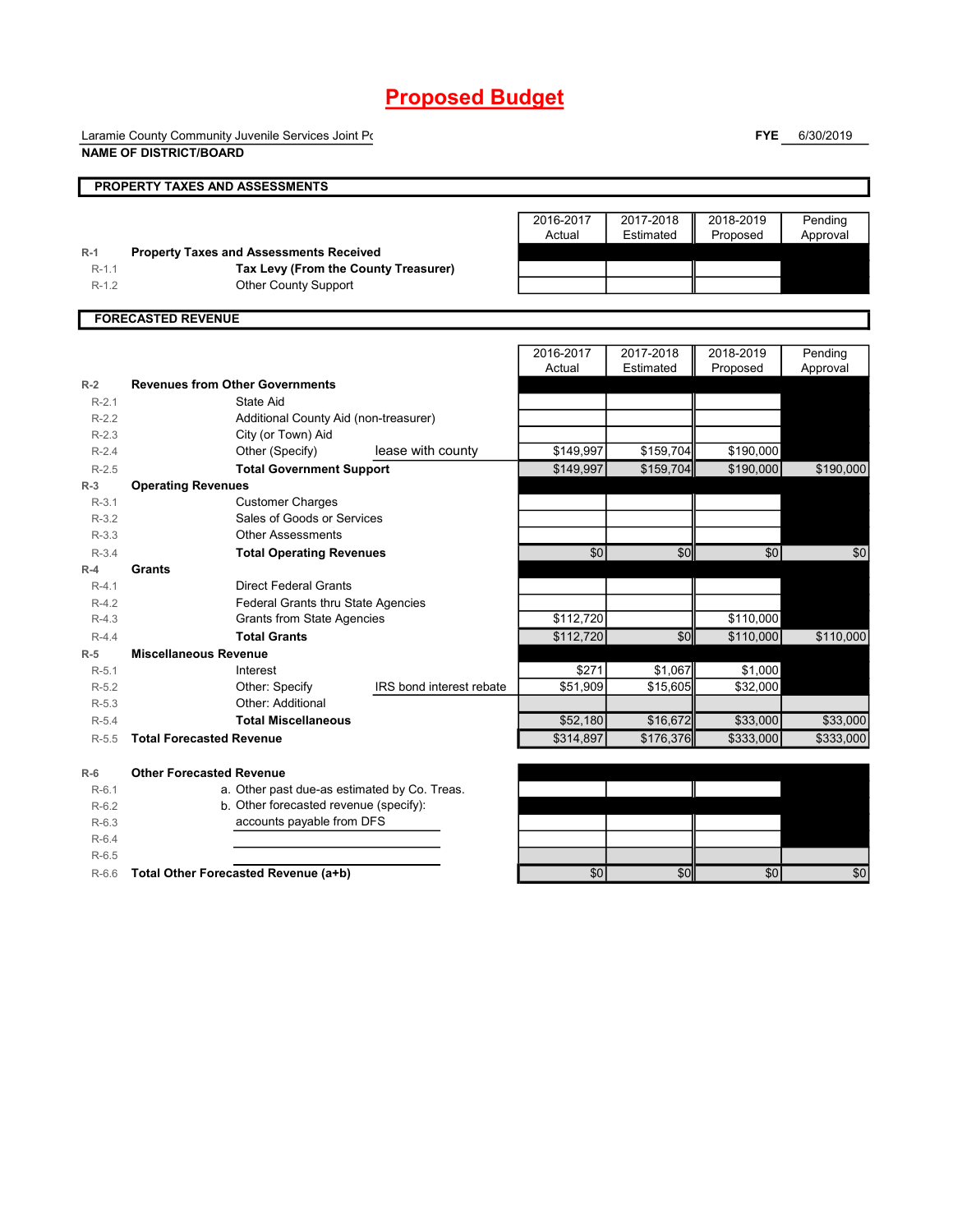# Proposed Budget

Laramie County Community Juvenile Services Joint Pc **FYE** 6/30/2019

**NAME OF DISTRICT/BOARD**

## PROPERTY TAXES AND ASSESSMENTS

| | | | 2016-2017 Actual | 2017-2018 Estimated | 2018-2019 Proposed | Pending Approval |
|---|---|---|---|---|---|---|
| R-1 | **Property Taxes and Assessments Received** | | | | | |
| R-1.1 | **Tax Levy (From the County Treasurer)** | | | | | |
| R-1.2 | Other County Support | | | | | |

## FORECASTED REVENUE

| | | | 2016-2017 Actual | 2017-2018 Estimated | 2018-2019 Proposed | Pending Approval |
|---|---|---|---|---|---|---|
| R-2 | **Revenues from Other Governments** | | | | | |
| R-2.1 | State Aid | | | | | |
| R-2.2 | Additional County Aid (non-treasurer) | | | | | |
| R-2.3 | City (or Town) Aid | | | | | |
| R-2.4 | Other (Specify) | lease with county | $149,997 | $159,704 | $190,000 | |
| R-2.5 | **Total Government Support** | | $149,997 | $159,704 | $190,000 | $190,000 |
| R-3 | **Operating Revenues** | | | | | |
| R-3.1 | Customer Charges | | | | | |
| R-3.2 | Sales of Goods or Services | | | | | |
| R-3.3 | Other Assessments | | | | | |
| R-3.4 | **Total Operating Revenues** | | $0 | $0 | $0 | $0 |
| R-4 | **Grants** | | | | | |
| R-4.1 | Direct Federal Grants | | | | | |
| R-4.2 | Federal Grants thru State Agencies | | | | | |
| R-4.3 | Grants from State Agencies | | $112,720 | | $110,000 | |
| R-4.4 | **Total Grants** | | $112,720 | $0 | $110,000 | $110,000 |
| R-5 | **Miscellaneous Revenue** | | | | | |
| R-5.1 | Interest | | $271 | $1,067 | $1,000 | |
| R-5.2 | Other: Specify | IRS bond interest rebate | $51,909 | $15,605 | $32,000 | |
| R-5.3 | Other: Additional | | | | | |
| R-5.4 | **Total Miscellaneous** | | $52,180 | $16,672 | $33,000 | $33,000 |
| R-5.5 | **Total Forecasted Revenue** | | $314,897 | $176,376 | $333,000 | $333,000 |
| R-6 | **Other Forecasted Revenue** | | | | | |
| R-6.1 | a. Other past due-as estimated by Co. Treas. | | | | | |
| R-6.2 | b. Other forecasted revenue (specify): | | | | | |
| R-6.3 | accounts payable from DFS | | | | | |
| R-6.4 | | | | | | |
| R-6.5 | | | | | | |
| R-6.6 | **Total Other Forecasted Revenue (a+b)** | | $0 | $0 | $0 | $0 |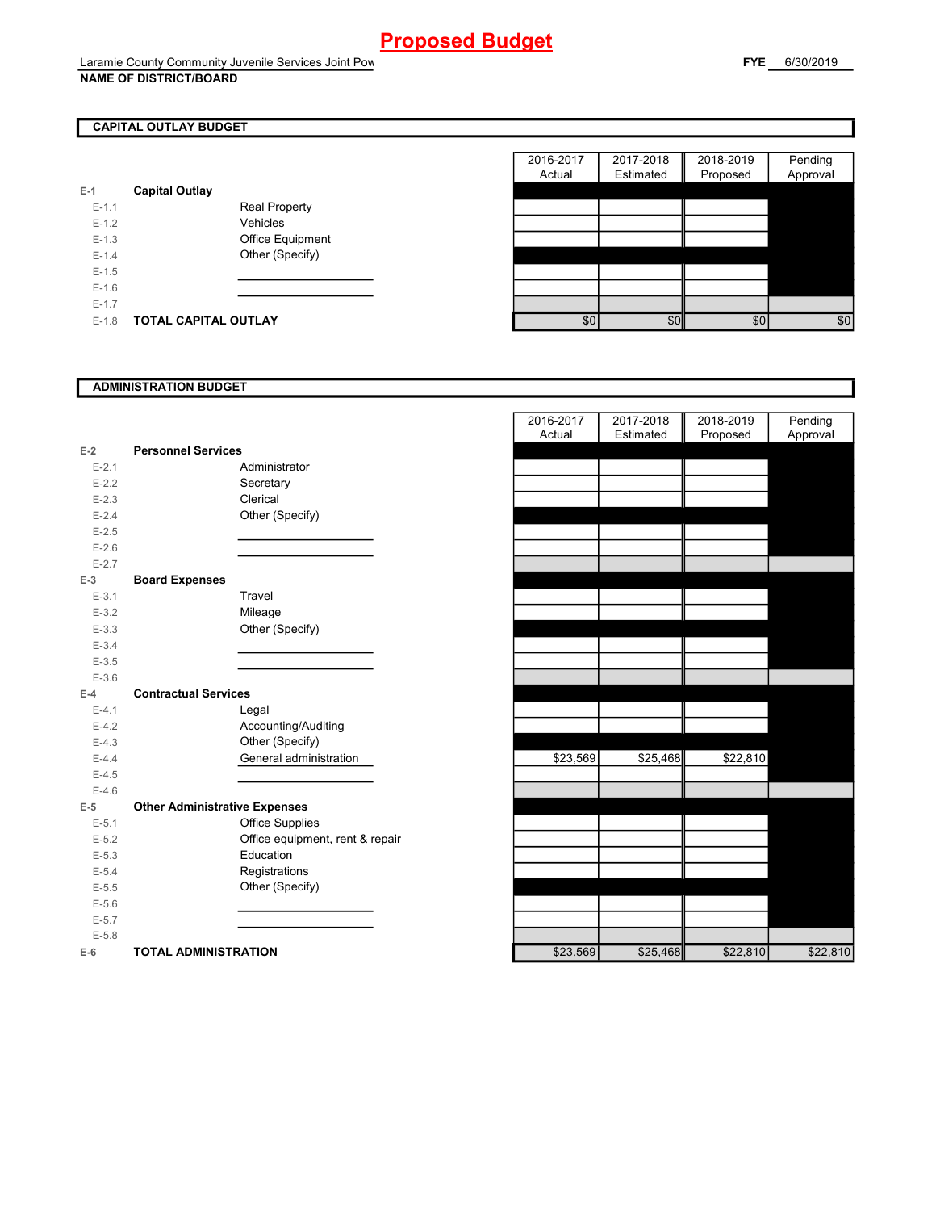# Proposed Budget

Laramie County Community Juvenile Services Joint Pow

**NAME OF DISTRICT/BOARD**

**FYE** 6/30/2019

## CAPITAL OUTLAY BUDGET

| | | | 2016-2017 Actual | 2017-2018 Estimated | 2018-2019 Proposed | Pending Approval |
|---|---|---|---|---|---|---|
| E-1 | **Capital Outlay** | | | | | |
| E-1.1 | | Real Property | | | | |
| E-1.2 | | Vehicles | | | | |
| E-1.3 | | Office Equipment | | | | |
| E-1.4 | | Other (Specify) | | | | |
| E-1.5 | | | | | | |
| E-1.6 | | | | | | |
| E-1.7 | | | | | | |
| E-1.8 | **TOTAL CAPITAL OUTLAY** | | $0 | $0 | $0 | $0 |

## ADMINISTRATION BUDGET

| | | | 2016-2017 Actual | 2017-2018 Estimated | 2018-2019 Proposed | Pending Approval |
|---|---|---|---|---|---|---|
| E-2 | **Personnel Services** | | | | | |
| E-2.1 | | Administrator | | | | |
| E-2.2 | | Secretary | | | | |
| E-2.3 | | Clerical | | | | |
| E-2.4 | | Other (Specify) | | | | |
| E-2.5 | | | | | | |
| E-2.6 | | | | | | |
| E-2.7 | | | | | | |
| E-3 | **Board Expenses** | | | | | |
| E-3.1 | | Travel | | | | |
| E-3.2 | | Mileage | | | | |
| E-3.3 | | Other (Specify) | | | | |
| E-3.4 | | | | | | |
| E-3.5 | | | | | | |
| E-3.6 | | | | | | |
| E-4 | **Contractual Services** | | | | | |
| E-4.1 | | Legal | | | | |
| E-4.2 | | Accounting/Auditing | | | | |
| E-4.3 | | Other (Specify) | | | | |
| E-4.4 | | General administration | $23,569 | $25,468 | $22,810 | |
| E-4.5 | | | | | | |
| E-4.6 | | | | | | |
| E-5 | **Other Administrative Expenses** | | | | | |
| E-5.1 | | Office Supplies | | | | |
| E-5.2 | | Office equipment, rent & repair | | | | |
| E-5.3 | | Education | | | | |
| E-5.4 | | Registrations | | | | |
| E-5.5 | | Other (Specify) | | | | |
| E-5.6 | | | | | | |
| E-5.7 | | | | | | |
| E-5.8 | | | | | | |
| E-6 | **TOTAL ADMINISTRATION** | | $23,569 | $25,468 | $22,810 | $22,810 |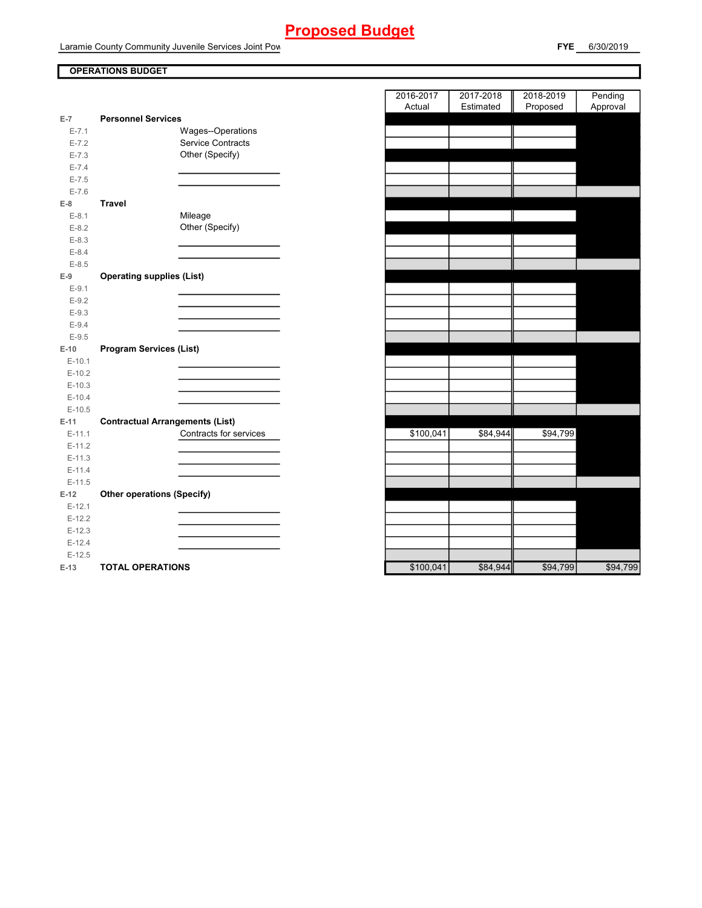# Proposed Budget

Laramie County Community Juvenile Services Joint Pow

**FYE** 6/30/2019

**OPERATIONS BUDGET**

| | | | 2016-2017 Actual | 2017-2018 Estimated | 2018-2019 Proposed | Pending Approval |
|---|---|---|---|---|---|---|
| E-7 | **Personnel Services** | | | | | |
| E-7.1 | | Wages--Operations | | | | |
| E-7.2 | | Service Contracts | | | | |
| E-7.3 | | Other (Specify) | | | | |
| E-7.4 | | | | | | |
| E-7.5 | | | | | | |
| E-7.6 | | | | | | |
| E-8 | **Travel** | | | | | |
| E-8.1 | | Mileage | | | | |
| E-8.2 | | Other (Specify) | | | | |
| E-8.3 | | | | | | |
| E-8.4 | | | | | | |
| E-8.5 | | | | | | |
| E-9 | **Operating supplies (List)** | | | | | |
| E-9.1 | | | | | | |
| E-9.2 | | | | | | |
| E-9.3 | | | | | | |
| E-9.4 | | | | | | |
| E-9.5 | | | | | | |
| E-10 | **Program Services (List)** | | | | | |
| E-10.1 | | | | | | |
| E-10.2 | | | | | | |
| E-10.3 | | | | | | |
| E-10.4 | | | | | | |
| E-10.5 | | | | | | |
| E-11 | **Contractual Arrangements (List)** | | | | | |
| E-11.1 | | Contracts for services | $100,041 | $84,944 | $94,799 | |
| E-11.2 | | | | | | |
| E-11.3 | | | | | | |
| E-11.4 | | | | | | |
| E-11.5 | | | | | | |
| E-12 | **Other operations (Specify)** | | | | | |
| E-12.1 | | | | | | |
| E-12.2 | | | | | | |
| E-12.3 | | | | | | |
| E-12.4 | | | | | | |
| E-12.5 | | | | | | |
| E-13 | **TOTAL OPERATIONS** | | $100,041 | $84,944 | $94,799 | $94,799 |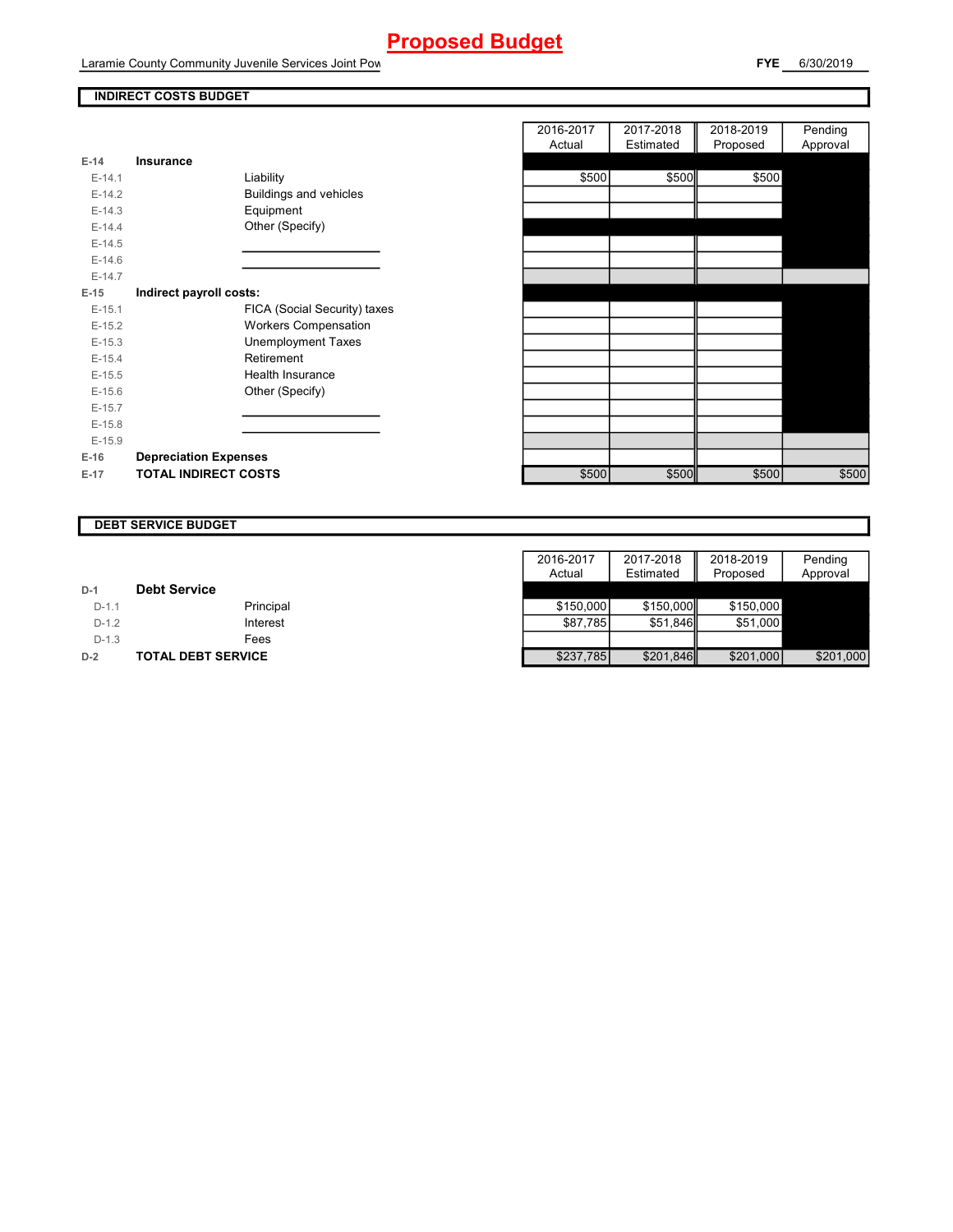# Proposed Budget

Laramie County Community Juvenile Services Joint Pow

**FYE** 6/30/2019

## INDIRECT COSTS BUDGET

| | | | 2016-2017 Actual | 2017-2018 Estimated | 2018-2019 Proposed | Pending Approval |
|---|---|---|---|---|---|---|
| **E-14** | **Insurance** | | | | | |
| E-14.1 | | Liability | $500 | $500 | $500 | |
| E-14.2 | | Buildings and vehicles | | | | |
| E-14.3 | | Equipment | | | | |
| E-14.4 | | Other (Specify) | | | | |
| E-14.5 | | | | | | |
| E-14.6 | | | | | | |
| E-14.7 | | | | | | |
| **E-15** | **Indirect payroll costs:** | | | | | |
| E-15.1 | | FICA (Social Security) taxes | | | | |
| E-15.2 | | Workers Compensation | | | | |
| E-15.3 | | Unemployment Taxes | | | | |
| E-15.4 | | Retirement | | | | |
| E-15.5 | | Health Insurance | | | | |
| E-15.6 | | Other (Specify) | | | | |
| E-15.7 | | | | | | |
| E-15.8 | | | | | | |
| E-15.9 | | | | | | |
| **E-16** | **Depreciation Expenses** | | | | | |
| **E-17** | **TOTAL INDIRECT COSTS** | | $500 | $500 | $500 | $500 |

## DEBT SERVICE BUDGET

| | | | 2016-2017 Actual | 2017-2018 Estimated | 2018-2019 Proposed | Pending Approval |
|---|---|---|---|---|---|---|
| **D-1** | **Debt Service** | | | | | |
| D-1.1 | | Principal | $150,000 | $150,000 | $150,000 | |
| D-1.2 | | Interest | $87,785 | $51,846 | $51,000 | |
| D-1.3 | | Fees | | | | |
| **D-2** | **TOTAL DEBT SERVICE** | | $237,785 | $201,846 | $201,000 | $201,000 |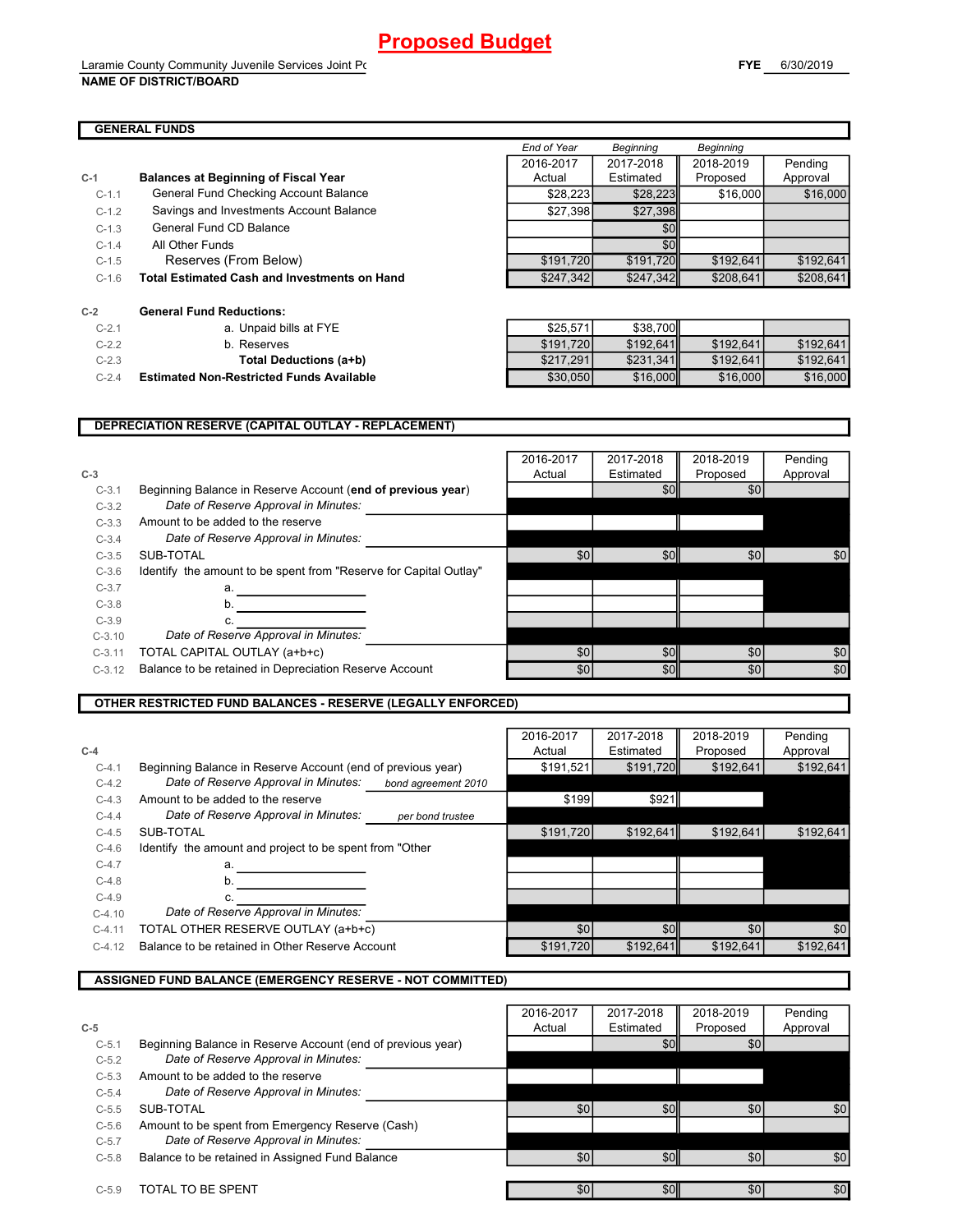# Proposed Budget

Laramie County Community Juvenile Services Joint Pc
**NAME OF DISTRICT/BOARD**

**FYE** 6/30/2019

## GENERAL FUNDS

| | | End of Year 2016-2017 Actual | Beginning 2017-2018 Estimated | Beginning 2018-2019 Proposed | Pending Approval |
|---|---|---|---|---|---|
| **C-1** | **Balances at Beginning of Fiscal Year** | | | | |
| C-1.1 | General Fund Checking Account Balance | $28,223 | $28,223 | $16,000 | $16,000 |
| C-1.2 | Savings and Investments Account Balance | $27,398 | $27,398 | | |
| C-1.3 | General Fund CD Balance | | $0 | | |
| C-1.4 | All Other Funds | | $0 | | |
| C-1.5 | Reserves (From Below) | $191,720 | $191,720 | $192,641 | $192,641 |
| C-1.6 | **Total Estimated Cash and Investments on Hand** | $247,342 | $247,342 | $208,641 | $208,641 |
| **C-2** | **General Fund Reductions:** | | | | |
| C-2.1 | a. Unpaid bills at FYE | $25,571 | $38,700 | | |
| C-2.2 | b. Reserves | $191,720 | $192,641 | $192,641 | $192,641 |
| C-2.3 | **Total Deductions (a+b)** | $217,291 | $231,341 | $192,641 | $192,641 |
| C-2.4 | **Estimated Non-Restricted Funds Available** | $30,050 | $16,000 | $16,000 | $16,000 |

## DEPRECIATION RESERVE (CAPITAL OUTLAY - REPLACEMENT)

| **C-3** | | 2016-2017 Actual | 2017-2018 Estimated | 2018-2019 Proposed | Pending Approval |
|---|---|---|---|---|---|
| C-3.1 | Beginning Balance in Reserve Account (**end of previous year**) | | $0 | $0 | |
| C-3.2 | *Date of Reserve Approval in Minutes:* | | | | |
| C-3.3 | Amount to be added to the reserve | | | | |
| C-3.4 | *Date of Reserve Approval in Minutes:* | | | | |
| C-3.5 | SUB-TOTAL | $0 | $0 | $0 | $0 |
| C-3.6 | Identify the amount to be spent from "Reserve for Capital Outlay" | | | | |
| C-3.7 | a. | | | | |
| C-3.8 | b. | | | | |
| C-3.9 | c. | | | | |
| C-3.10 | *Date of Reserve Approval in Minutes:* | | | | |
| C-3.11 | TOTAL CAPITAL OUTLAY (a+b+c) | $0 | $0 | $0 | $0 |
| C-3.12 | Balance to be retained in Depreciation Reserve Account | $0 | $0 | $0 | $0 |

## OTHER RESTRICTED FUND BALANCES - RESERVE (LEGALLY ENFORCED)

| **C-4** | | 2016-2017 Actual | 2017-2018 Estimated | 2018-2019 Proposed | Pending Approval |
|---|---|---|---|---|---|
| C-4.1 | Beginning Balance in Reserve Account (end of previous year) | $191,521 | $191,720 | $192,641 | $192,641 |
| C-4.2 | *Date of Reserve Approval in Minutes:* *bond agreement 2010* | | | | |
| C-4.3 | Amount to be added to the reserve | $199 | $921 | | |
| C-4.4 | *Date of Reserve Approval in Minutes:* *per bond trustee* | | | | |
| C-4.5 | SUB-TOTAL | $191,720 | $192,641 | $192,641 | $192,641 |
| C-4.6 | Identify the amount and project to be spent from "Other | | | | |
| C-4.7 | a. | | | | |
| C-4.8 | b. | | | | |
| C-4.9 | c. | | | | |
| C-4.10 | *Date of Reserve Approval in Minutes:* | | | | |
| C-4.11 | TOTAL OTHER RESERVE OUTLAY (a+b+c) | $0 | $0 | $0 | $0 |
| C-4.12 | Balance to be retained in Other Reserve Account | $191,720 | $192,641 | $192,641 | $192,641 |

## ASSIGNED FUND BALANCE (EMERGENCY RESERVE - NOT COMMITTED)

| **C-5** | | 2016-2017 Actual | 2017-2018 Estimated | 2018-2019 Proposed | Pending Approval |
|---|---|---|---|---|---|
| C-5.1 | Beginning Balance in Reserve Account (end of previous year) | | $0 | $0 | |
| C-5.2 | *Date of Reserve Approval in Minutes:* | | | | |
| C-5.3 | Amount to be added to the reserve | | | | |
| C-5.4 | *Date of Reserve Approval in Minutes:* | | | | |
| C-5.5 | SUB-TOTAL | $0 | $0 | $0 | $0 |
| C-5.6 | Amount to be spent from Emergency Reserve (Cash) | | | | |
| C-5.7 | *Date of Reserve Approval in Minutes:* | | | | |
| C-5.8 | Balance to be retained in Assigned Fund Balance | $0 | $0 | $0 | $0 |
| C-5.9 | TOTAL TO BE SPENT | $0 | $0 | $0 | $0 |